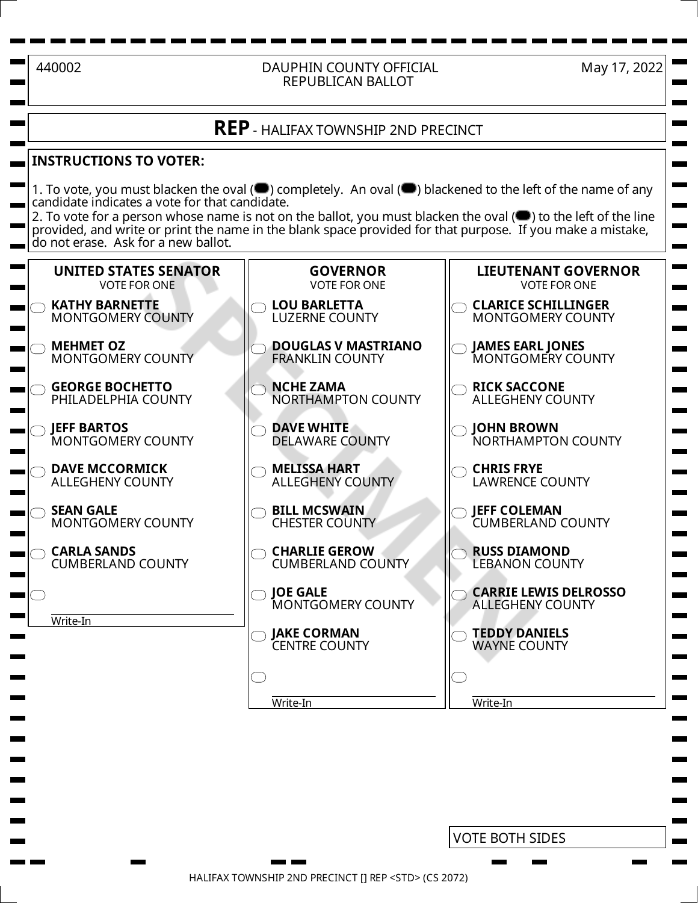440002

DAUPHIN COUNTY OFFICIAL
REPUBLICAN BALLOT

May 17, 2022

# REP - HALIFAX TOWNSHIP 2ND PRECINCT

**INSTRUCTIONS TO VOTER:**

1. To vote, you must blacken the oval (⬬) completely. An oval (⬬) blackened to the left of the name of any candidate indicates a vote for that candidate.
2. To vote for a person whose name is not on the ballot, you must blacken the oval (⬬) to the left of the line provided, and write or print the name in the blank space provided for that purpose. If you make a mistake, do not erase. Ask for a new ballot.

## UNITED STATES SENATOR
VOTE FOR ONE

- **KATHY BARNETTE** MONTGOMERY COUNTY
- **MEHMET OZ** MONTGOMERY COUNTY
- **GEORGE BOCHETTO** PHILADELPHIA COUNTY
- **JEFF BARTOS** MONTGOMERY COUNTY
- **DAVE MCCORMICK** ALLEGHENY COUNTY
- **SEAN GALE** MONTGOMERY COUNTY
- **CARLA SANDS** CUMBERLAND COUNTY
- Write-In

## GOVERNOR
VOTE FOR ONE

- **LOU BARLETTA** LUZERNE COUNTY
- **DOUGLAS V MASTRIANO** FRANKLIN COUNTY
- **NCHE ZAMA** NORTHAMPTON COUNTY
- **DAVE WHITE** DELAWARE COUNTY
- **MELISSA HART** ALLEGHENY COUNTY
- **BILL MCSWAIN** CHESTER COUNTY
- **CHARLIE GEROW** CUMBERLAND COUNTY
- **JOE GALE** MONTGOMERY COUNTY
- **JAKE CORMAN** CENTRE COUNTY
- Write-In

## LIEUTENANT GOVERNOR
VOTE FOR ONE

- **CLARICE SCHILLINGER** MONTGOMERY COUNTY
- **JAMES EARL JONES** MONTGOMERY COUNTY
- **RICK SACCONE** ALLEGHENY COUNTY
- **JOHN BROWN** NORTHAMPTON COUNTY
- **CHRIS FRYE** LAWRENCE COUNTY
- **JEFF COLEMAN** CUMBERLAND COUNTY
- **RUSS DIAMOND** LEBANON COUNTY
- **CARRIE LEWIS DELROSSO** ALLEGHENY COUNTY
- **TEDDY DANIELS** WAYNE COUNTY
- Write-In

VOTE BOTH SIDES

HALIFAX TOWNSHIP 2ND PRECINCT [] REP <STD> (CS 2072)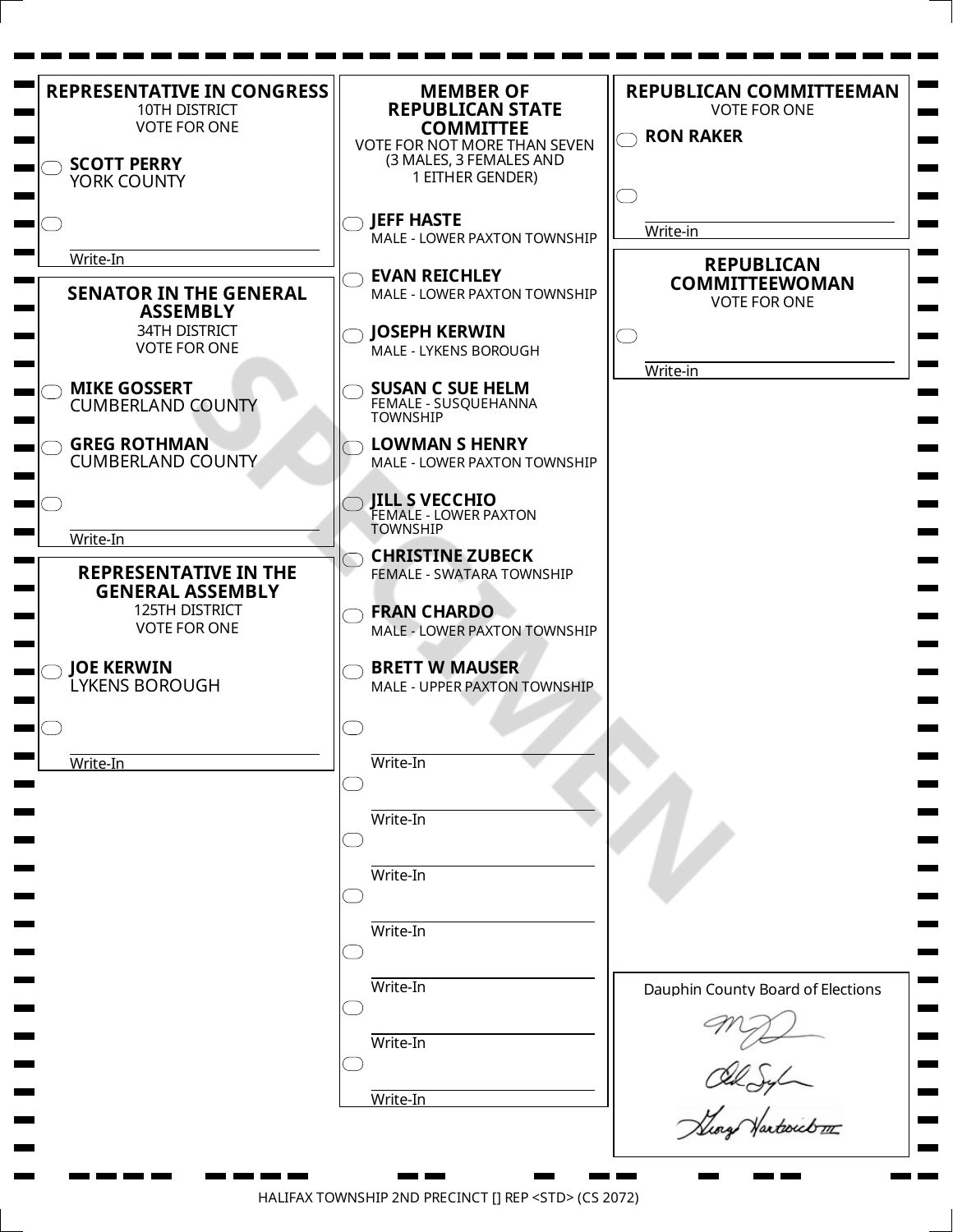## REPRESENTATIVE IN CONGRESS

10TH DISTRICT
VOTE FOR ONE

- **SCOTT PERRY**
  YORK COUNTY
- Write-In

## SENATOR IN THE GENERAL ASSEMBLY

34TH DISTRICT
VOTE FOR ONE

- **MIKE GOSSERT**
  CUMBERLAND COUNTY
- **GREG ROTHMAN**
  CUMBERLAND COUNTY
- Write-In

## REPRESENTATIVE IN THE GENERAL ASSEMBLY

125TH DISTRICT
VOTE FOR ONE

- **JOE KERWIN**
  LYKENS BOROUGH
- Write-In

## MEMBER OF REPUBLICAN STATE COMMITTEE

VOTE FOR NOT MORE THAN SEVEN
(3 MALES, 3 FEMALES AND
1 EITHER GENDER)

- **JEFF HASTE**
  MALE - LOWER PAXTON TOWNSHIP
- **EVAN REICHLEY**
  MALE - LOWER PAXTON TOWNSHIP
- **JOSEPH KERWIN**
  MALE - LYKENS BOROUGH
- **SUSAN C SUE HELM**
  FEMALE - SUSQUEHANNA TOWNSHIP
- **LOWMAN S HENRY**
  MALE - LOWER PAXTON TOWNSHIP
- **JILL S VECCHIO**
  FEMALE - LOWER PAXTON TOWNSHIP
- **CHRISTINE ZUBECK**
  FEMALE - SWATARA TOWNSHIP
- **FRAN CHARDO**
  MALE - LOWER PAXTON TOWNSHIP
- **BRETT W MAUSER**
  MALE - UPPER PAXTON TOWNSHIP
- Write-In
- Write-In
- Write-In
- Write-In
- Write-In
- Write-In
- Write-In

## REPUBLICAN COMMITTEEMAN

VOTE FOR ONE

- **RON RAKER**
- Write-in

## REPUBLICAN COMMITTEEWOMAN

VOTE FOR ONE

- Write-in

Dauphin County Board of Elections

SPECIMEN

HALIFAX TOWNSHIP 2ND PRECINCT [] REP <STD> (CS 2072)